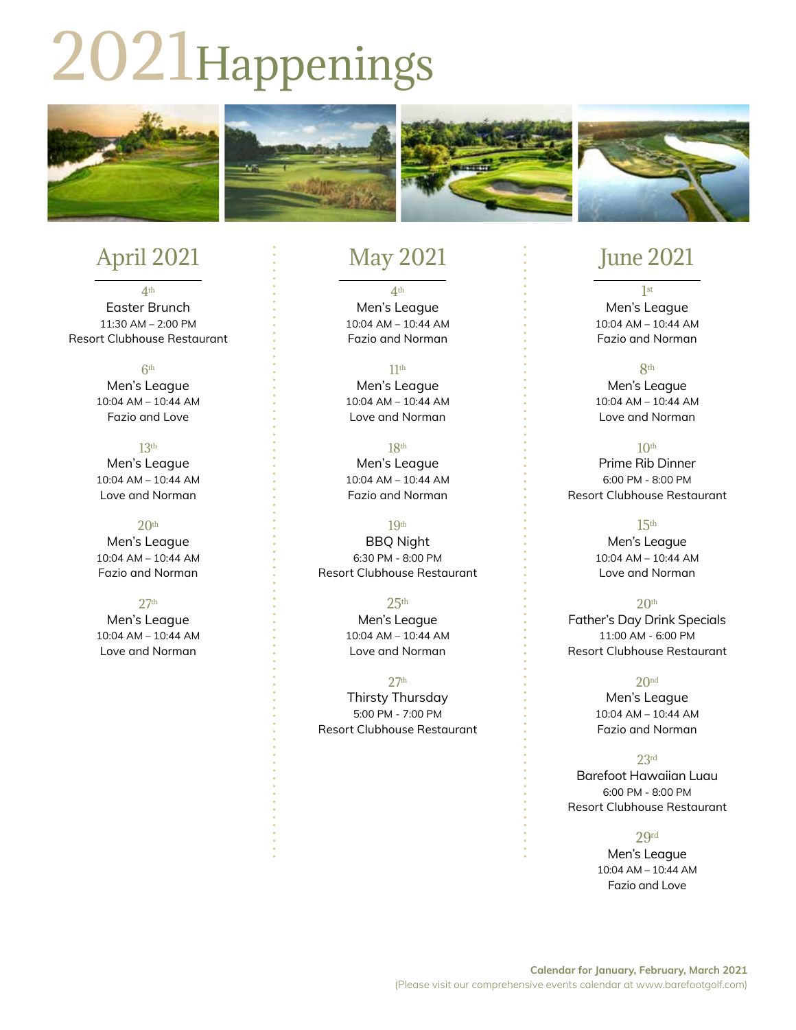# 2021 Happenings

## April 2021

4th
Easter Brunch
11:30 AM – 2:00 PM
Resort Clubhouse Restaurant

6th
Men's League
10:04 AM – 10:44 AM
Fazio and Love

13th
Men's League
10:04 AM – 10:44 AM
Love and Norman

20th
Men's League
10:04 AM – 10:44 AM
Fazio and Norman

27th
Men's League
10:04 AM – 10:44 AM
Love and Norman

## May 2021

4th
Men's League
10:04 AM – 10:44 AM
Fazio and Norman

11th
Men's League
10:04 AM – 10:44 AM
Love and Norman

18th
Men's League
10:04 AM – 10:44 AM
Fazio and Norman

19th
BBQ Night
6:30 PM - 8:00 PM
Resort Clubhouse Restaurant

25th
Men's League
10:04 AM – 10:44 AM
Love and Norman

27th
Thirsty Thursday
5:00 PM - 7:00 PM
Resort Clubhouse Restaurant

## June 2021

1st
Men's League
10:04 AM – 10:44 AM
Fazio and Norman

8th
Men's League
10:04 AM – 10:44 AM
Love and Norman

10th
Prime Rib Dinner
6:00 PM - 8:00 PM
Resort Clubhouse Restaurant

15th
Men's League
10:04 AM – 10:44 AM
Love and Norman

20th
Father's Day Drink Specials
11:00 AM - 6:00 PM
Resort Clubhouse Restaurant

20nd
Men's League
10:04 AM – 10:44 AM
Fazio and Norman

23rd
Barefoot Hawaiian Luau
6:00 PM - 8:00 PM
Resort Clubhouse Restaurant

29rd
Men's League
10:04 AM – 10:44 AM
Fazio and Love

**Calendar for January, February, March 2021**
(Please visit our comprehensive events calendar at www.barefootgolf.com)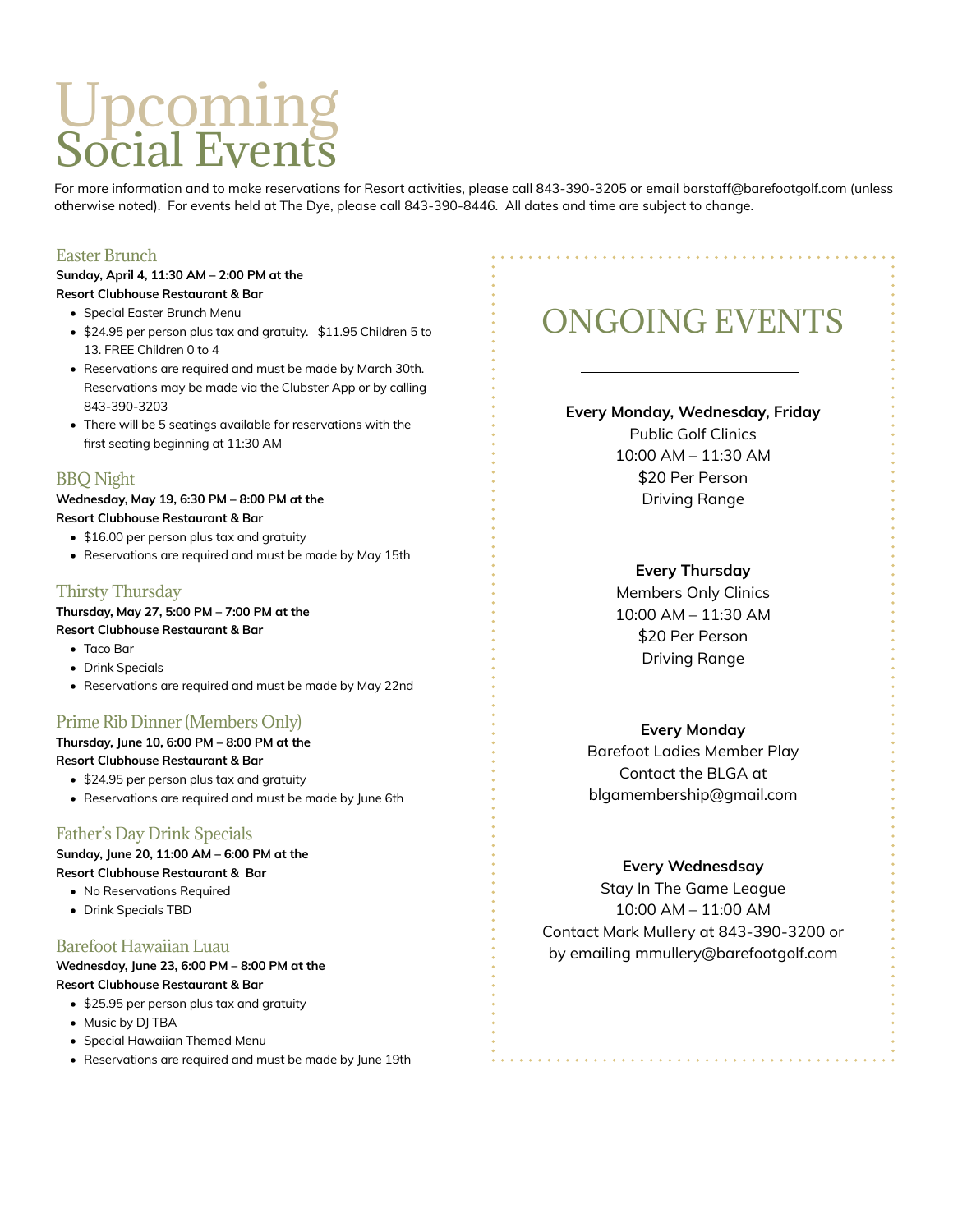# Upcoming Social Events

For more information and to make reservations for Resort activities, please call 843-390-3205 or email barstaff@barefootgolf.com (unless otherwise noted). For events held at The Dye, please call 843-390-8446. All dates and time are subject to change.

## Easter Brunch

**Sunday, April 4, 11:30 AM – 2:00 PM at the Resort Clubhouse Restaurant & Bar**

- Special Easter Brunch Menu
- $24.95 per person plus tax and gratuity. $11.95 Children 5 to 13. FREE Children 0 to 4
- Reservations are required and must be made by March 30th. Reservations may be made via the Clubster App or by calling 843-390-3203
- There will be 5 seatings available for reservations with the first seating beginning at 11:30 AM

## BBQ Night

**Wednesday, May 19, 6:30 PM – 8:00 PM at the Resort Clubhouse Restaurant & Bar**

- $16.00 per person plus tax and gratuity
- Reservations are required and must be made by May 15th

## Thirsty Thursday

**Thursday, May 27, 5:00 PM – 7:00 PM at the Resort Clubhouse Restaurant & Bar**

- Taco Bar
- Drink Specials
- Reservations are required and must be made by May 22nd

## Prime Rib Dinner (Members Only)

**Thursday, June 10, 6:00 PM – 8:00 PM at the Resort Clubhouse Restaurant & Bar**

- $24.95 per person plus tax and gratuity
- Reservations are required and must be made by June 6th

## Father's Day Drink Specials

**Sunday, June 20, 11:00 AM – 6:00 PM at the Resort Clubhouse Restaurant & Bar**

- No Reservations Required
- Drink Specials TBD

## Barefoot Hawaiian Luau

**Wednesday, June 23, 6:00 PM – 8:00 PM at the Resort Clubhouse Restaurant & Bar**

- $25.95 per person plus tax and gratuity
- Music by DJ TBA
- Special Hawaiian Themed Menu
- Reservations are required and must be made by June 19th

## ONGOING EVENTS

**Every Monday, Wednesday, Friday**
Public Golf Clinics
10:00 AM – 11:30 AM
$20 Per Person
Driving Range

**Every Thursday**
Members Only Clinics
10:00 AM – 11:30 AM
$20 Per Person
Driving Range

**Every Monday**
Barefoot Ladies Member Play
Contact the BLGA at
blgamembership@gmail.com

**Every Wednesdsay**
Stay In The Game League
10:00 AM – 11:00 AM
Contact Mark Mullery at 843-390-3200 or by emailing mmullery@barefootgolf.com